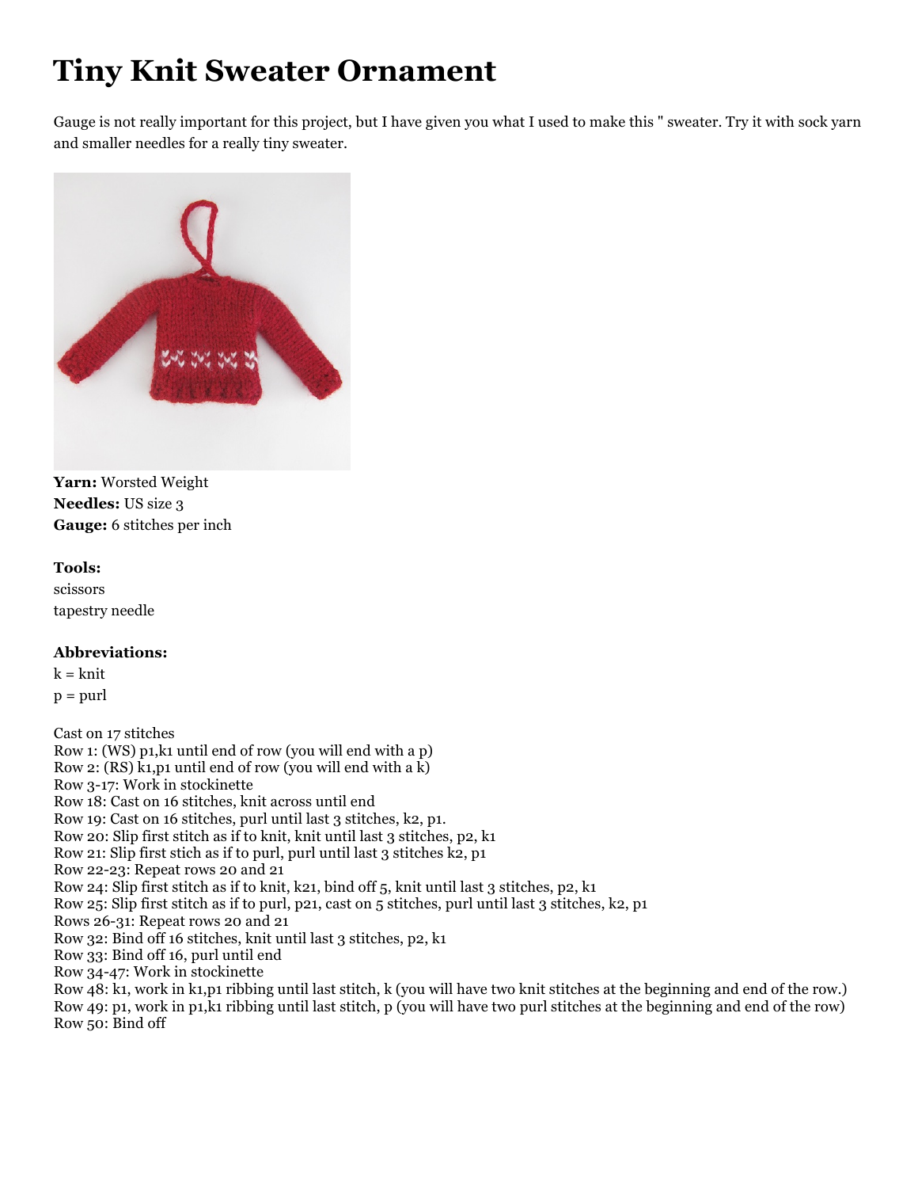# Tiny Knit Sweater Ornament

Gauge is not really important for this project, but I have given you what I used to make this " sweater. Try it with sock yarn and smaller needles for a really tiny sweater.

**Yarn:** Worsted Weight
**Needles:** US size 3
**Gauge:** 6 stitches per inch

**Tools:**
scissors
tapestry needle

**Abbreviations:**
k = knit
p = purl

Cast on 17 stitches
Row 1: (WS) p1,k1 until end of row (you will end with a p)
Row 2: (RS) k1,p1 until end of row (you will end with a k)
Row 3-17: Work in stockinette
Row 18: Cast on 16 stitches, knit across until end
Row 19: Cast on 16 stitches, purl until last 3 stitches, k2, p1.
Row 20: Slip first stitch as if to knit, knit until last 3 stitches, p2, k1
Row 21: Slip first stich as if to purl, purl until last 3 stitches k2, p1
Row 22-23: Repeat rows 20 and 21
Row 24: Slip first stitch as if to knit, k21, bind off 5, knit until last 3 stitches, p2, k1
Row 25: Slip first stitch as if to purl, p21, cast on 5 stitches, purl until last 3 stitches, k2, p1
Rows 26-31: Repeat rows 20 and 21
Row 32: Bind off 16 stitches, knit until last 3 stitches, p2, k1
Row 33: Bind off 16, purl until end
Row 34-47: Work in stockinette
Row 48: k1, work in k1,p1 ribbing until last stitch, k (you will have two knit stitches at the beginning and end of the row.)
Row 49: p1, work in p1,k1 ribbing until last stitch, p (you will have two purl stitches at the beginning and end of the row)
Row 50: Bind off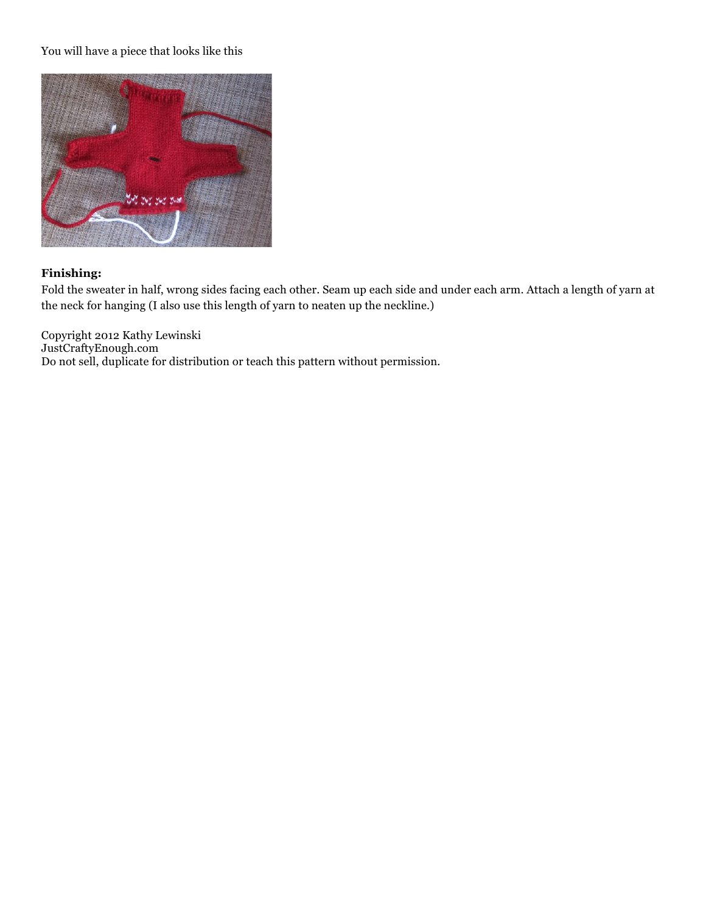You will have a piece that looks like this

**Finishing:**

Fold the sweater in half, wrong sides facing each other. Seam up each side and under each arm. Attach a length of yarn at the neck for hanging (I also use this length of yarn to neaten up the neckline.)

Copyright 2012 Kathy Lewinski
JustCraftyEnough.com
Do not sell, duplicate for distribution or teach this pattern without permission.